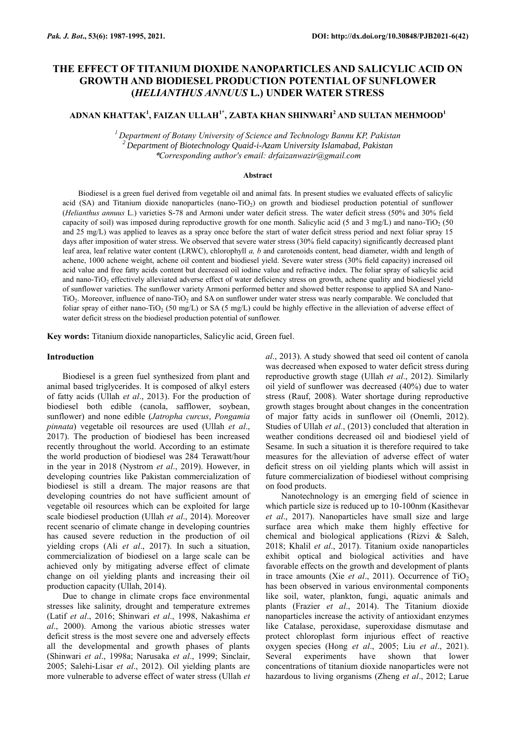# THE EFFECT OF TITANIUM DIOXIDE NANOPARTICLES AND SALICYLIC ACID ON GROWTH AND BIODIESEL PRODUCTION POTENTIAL OF SUNFLOWER (*HELIANTHUS ANNUUS* L.) UNDER WATER STRESS

**ADNAN KHATTAK[1], FAIZAN ULLAH[1*], ZABTA KHAN SHINWARI[2] AND SULTAN MEHMOOD[1]**

*[1] Department of Botany University of Science and Technology Bannu KP, Pakistan*
*[2] Department of Biotechnology Quaid-i-Azam University Islamabad, Pakistan*
*\*Corresponding author's email: drfaizanwazir@gmail.com*

## Abstract

Biodiesel is a green fuel derived from vegetable oil and animal fats. In present studies we evaluated effects of salicylic acid (SA) and Titanium dioxide nanoparticles (nano-$TiO_2$) on growth and biodiesel production potential of sunflower (*Helianthus annuus* L.) varieties S-78 and Armoni under water deficit stress. The water deficit stress (50% and 30% field capacity of soil) was imposed during reproductive growth for one month. Salicylic acid (5 and 3 mg/L) and nano-$TiO_2$ (50 and 25 mg/L) was applied to leaves as a spray once before the start of water deficit stress period and next foliar spray 15 days after imposition of water stress. We observed that severe water stress (30% field capacity) significantly decreased plant leaf area, leaf relative water content (LRWC), chlorophyll *a, b* and carotenoids content, head diameter, width and length of achene, 1000 achene weight, achene oil content and biodiesel yield. Severe water stress (30% field capacity) increased oil acid value and free fatty acids content but decreased oil iodine value and refractive index. The foliar spray of salicylic acid and nano-$TiO_2$ effectively alleviated adverse effect of water deficiency stress on growth, achene quality and biodiesel yield of sunflower varieties. The sunflower variety Armoni performed better and showed better response to applied SA and Nano-$TiO_2$. Moreover, influence of nano-$TiO_2$ and SA on sunflower under water stress was nearly comparable. We concluded that foliar spray of either nano-$TiO_2$ (50 mg/L) or SA (5 mg/L) could be highly effective in the alleviation of adverse effect of water deficit stress on the biodiesel production potential of sunflower.

**Key words:** Titanium dioxide nanoparticles, Salicylic acid, Green fuel.

## Introduction

Biodiesel is a green fuel synthesized from plant and animal based triglycerides. It is composed of alkyl esters of fatty acids (Ullah *et al*., 2013). For the production of biodiesel both edible (canola, safflower, soybean, sunflower) and none edible (*Jatropha curcus*, *Pongamia pinnata*) vegetable oil resources are used (Ullah *et al*., 2017). The production of biodiesel has been increased recently throughout the world. According to an estimate the world production of biodiesel was 284 Terawatt/hour in the year in 2018 (Nystrom *et al*., 2019). However, in developing countries like Pakistan commercialization of biodiesel is still a dream. The major reasons are that developing countries do not have sufficient amount of vegetable oil resources which can be exploited for large scale biodiesel production (Ullah *et al*., 2014). Moreover recent scenario of climate change in developing countries has caused severe reduction in the production of oil yielding crops (Ali *et al*., 2017). In such a situation, commercialization of biodiesel on a large scale can be achieved only by mitigating adverse effect of climate change on oil yielding plants and increasing their oil production capacity (Ullah, 2014).

Due to change in climate crops face environmental stresses like salinity, drought and temperature extremes (Latif *et al*., 2016; Shinwari *et al*., 1998, Nakashima *et al*., 2000). Among the various abiotic stresses water deficit stress is the most severe one and adversely effects all the developmental and growth phases of plants (Shinwari *et al*., 1998a; Narusaka *et al*., 1999; Sinclair, 2005; Salehi-Lisar *et al*., 2012). Oil yielding plants are more vulnerable to adverse effect of water stress (Ullah *et al*., 2013). A study showed that seed oil content of canola was decreased when exposed to water deficit stress during reproductive growth stage (Ullah *et al*., 2012). Similarly oil yield of sunflower was decreased (40%) due to water stress (Rauf, 2008). Water shortage during reproductive growth stages brought about changes in the concentration of major fatty acids in sunflower oil (Onemli, 2012). Studies of Ullah *et al.*, (2013) concluded that alteration in weather conditions decreased oil and biodiesel yield of Sesame. In such a situation it is therefore required to take measures for the alleviation of adverse effect of water deficit stress on oil yielding plants which will assist in future commercialization of biodiesel without comprising on food products.

Nanotechnology is an emerging field of science in which particle size is reduced up to 10-100nm (Kasithevar *et al*., 2017). Nanoparticles have small size and large surface area which make them highly effective for chemical and biological applications (Rizvi & Saleh, 2018; Khalil *et al*., 2017). Titanium oxide nanoparticles exhibit optical and biological activities and have favorable effects on the growth and development of plants in trace amounts (Xie *et al*., 2011). Occurrence of $TiO_2$ has been observed in various environmental components like soil, water, plankton, fungi, aquatic animals and plants (Frazier *et al*., 2014). The Titanium dioxide nanoparticles increase the activity of antioxidant enzymes like Catalase, peroxidase, superoxidase dismutase and protect chloroplast form injurious effect of reactive oxygen species (Hong *et al*., 2005; Liu *et al*., 2021). Several experiments have shown that lower concentrations of titanium dioxide nanoparticles were not hazardous to living organisms (Zheng *et al*., 2012; Larue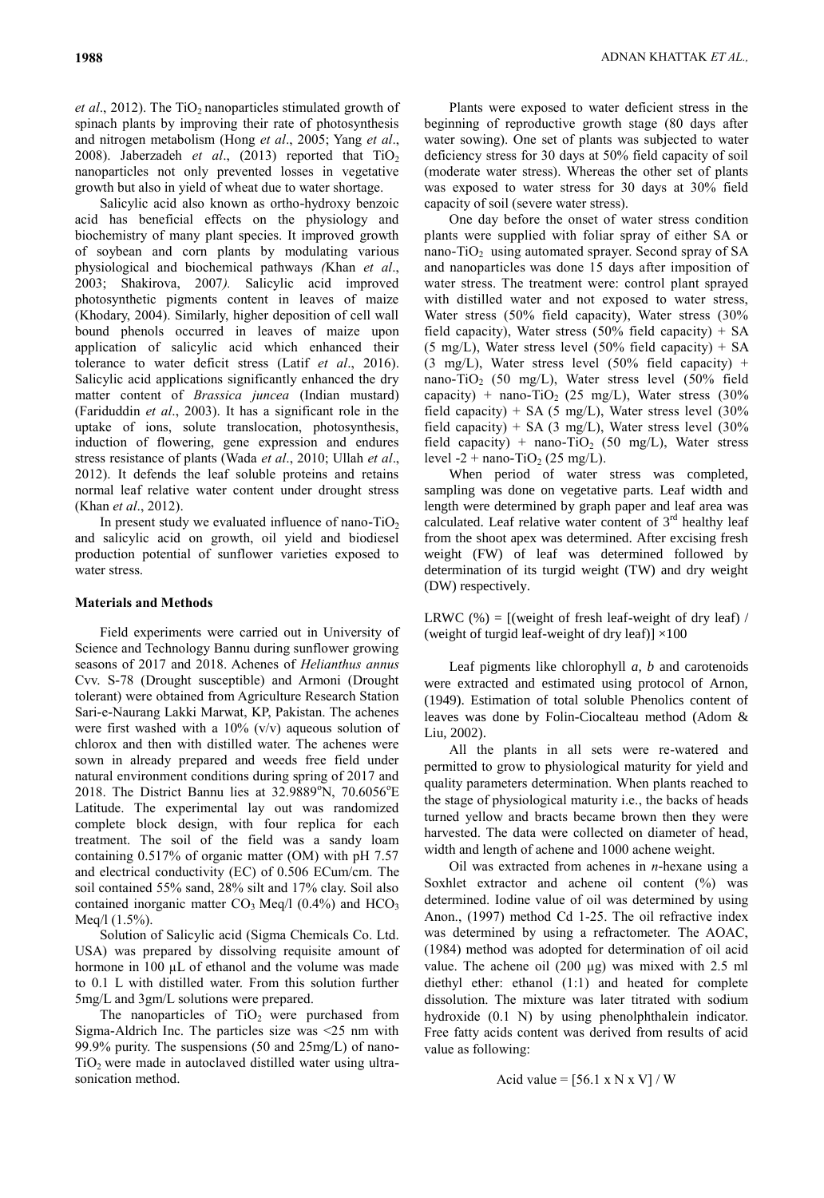*et al*., 2012). The $TiO_2$ nanoparticles stimulated growth of spinach plants by improving their rate of photosynthesis and nitrogen metabolism (Hong *et al*., 2005; Yang *et al*., 2008). Jaberzadeh *et al*., (2013) reported that $TiO_2$ nanoparticles not only prevented losses in vegetative growth but also in yield of wheat due to water shortage.

Salicylic acid also known as ortho-hydroxy benzoic acid has beneficial effects on the physiology and biochemistry of many plant species. It improved growth of soybean and corn plants by modulating various physiological and biochemical pathways *(*Khan *et al*., 2003; Shakirova, 2007*)*. Salicylic acid improved photosynthetic pigments content in leaves of maize (Khodary, 2004). Similarly, higher deposition of cell wall bound phenols occurred in leaves of maize upon application of salicylic acid which enhanced their tolerance to water deficit stress (Latif *et al*., 2016). Salicylic acid applications significantly enhanced the dry matter content of *Brassica juncea* (Indian mustard) (Fariduddin *et al*., 2003). It has a significant role in the uptake of ions, solute translocation, photosynthesis, induction of flowering, gene expression and endures stress resistance of plants (Wada *et al*., 2010; Ullah *et al*., 2012). It defends the leaf soluble proteins and retains normal leaf relative water content under drought stress (Khan *et al*., 2012).

In present study we evaluated influence of nano-$TiO_2$ and salicylic acid on growth, oil yield and biodiesel production potential of sunflower varieties exposed to water stress.

## Materials and Methods

Field experiments were carried out in University of Science and Technology Bannu during sunflower growing seasons of 2017 and 2018. Achenes of *Helianthus annus* Cvv. S-78 (Drought susceptible) and Armoni (Drought tolerant) were obtained from Agriculture Research Station Sari-e-Naurang Lakki Marwat, KP, Pakistan. The achenes were first washed with a 10% (v/v) aqueous solution of chlorox and then with distilled water. The achenes were sown in already prepared and weeds free field under natural environment conditions during spring of 2017 and 2018. The District Bannu lies at 32.9889°N, 70.6056°E Latitude. The experimental lay out was randomized complete block design, with four replica for each treatment. The soil of the field was a sandy loam containing 0.517% of organic matter (OM) with pH 7.57 and electrical conductivity (EC) of 0.506 ECum/cm. The soil contained 55% sand, 28% silt and 17% clay. Soil also contained inorganic matter $CO_3$ Meq/l (0.4%) and $HCO_3$ Meq/l (1.5%).

Solution of Salicylic acid (Sigma Chemicals Co. Ltd. USA) was prepared by dissolving requisite amount of hormone in 100 µL of ethanol and the volume was made to 0.1 L with distilled water. From this solution further 5mg/L and 3gm/L solutions were prepared.

The nanoparticles of $TiO_2$ were purchased from Sigma-Aldrich Inc. The particles size was <25 nm with 99.9% purity. The suspensions (50 and 25mg/L) of nano-$TiO_2$ were made in autoclaved distilled water using ultra-sonication method.

Plants were exposed to water deficient stress in the beginning of reproductive growth stage (80 days after water sowing). One set of plants was subjected to water deficiency stress for 30 days at 50% field capacity of soil (moderate water stress). Whereas the other set of plants was exposed to water stress for 30 days at 30% field capacity of soil (severe water stress).

One day before the onset of water stress condition plants were supplied with foliar spray of either SA or nano-$TiO_2$ using automated sprayer. Second spray of SA and nanoparticles was done 15 days after imposition of water stress. The treatment were: control plant sprayed with distilled water and not exposed to water stress, Water stress (50% field capacity), Water stress (30% field capacity), Water stress (50% field capacity) + SA (5 mg/L), Water stress level (50% field capacity) + SA (3 mg/L), Water stress level (50% field capacity) + nano-$TiO_2$ (50 mg/L), Water stress level (50% field capacity) + nano-$TiO_2$ (25 mg/L), Water stress (30% field capacity) + SA (5 mg/L), Water stress level (30% field capacity) + SA (3 mg/L), Water stress level (30% field capacity) + nano-$TiO_2$ (50 mg/L), Water stress level -2 + nano-$TiO_2$ (25 mg/L).

When period of water stress was completed, sampling was done on vegetative parts. Leaf width and length were determined by graph paper and leaf area was calculated. Leaf relative water content of 3rd healthy leaf from the shoot apex was determined. After excising fresh weight (FW) of leaf was determined followed by determination of its turgid weight (TW) and dry weight (DW) respectively.

LRWC (%) = [(weight of fresh leaf-weight of dry leaf) / (weight of turgid leaf-weight of dry leaf)] ×100

Leaf pigments like chlorophyll *a*, *b* and carotenoids were extracted and estimated using protocol of Arnon, (1949). Estimation of total soluble Phenolics content of leaves was done by Folin-Ciocalteau method (Adom & Liu, 2002).

All the plants in all sets were re-watered and permitted to grow to physiological maturity for yield and quality parameters determination. When plants reached to the stage of physiological maturity i.e., the backs of heads turned yellow and bracts became brown then they were harvested. The data were collected on diameter of head, width and length of achene and 1000 achene weight.

Oil was extracted from achenes in *n*-hexane using a Soxhlet extractor and achene oil content (%) was determined. Iodine value of oil was determined by using Anon., (1997) method Cd 1-25. The oil refractive index was determined by using a refractometer. The AOAC, (1984) method was adopted for determination of oil acid value. The achene oil (200 µg) was mixed with 2.5 ml diethyl ether: ethanol (1:1) and heated for complete dissolution. The mixture was later titrated with sodium hydroxide (0.1 N) by using phenolphthalein indicator. Free fatty acids content was derived from results of acid value as following:

$$\text{Acid value} = [56.1 \times N \times V] / W$$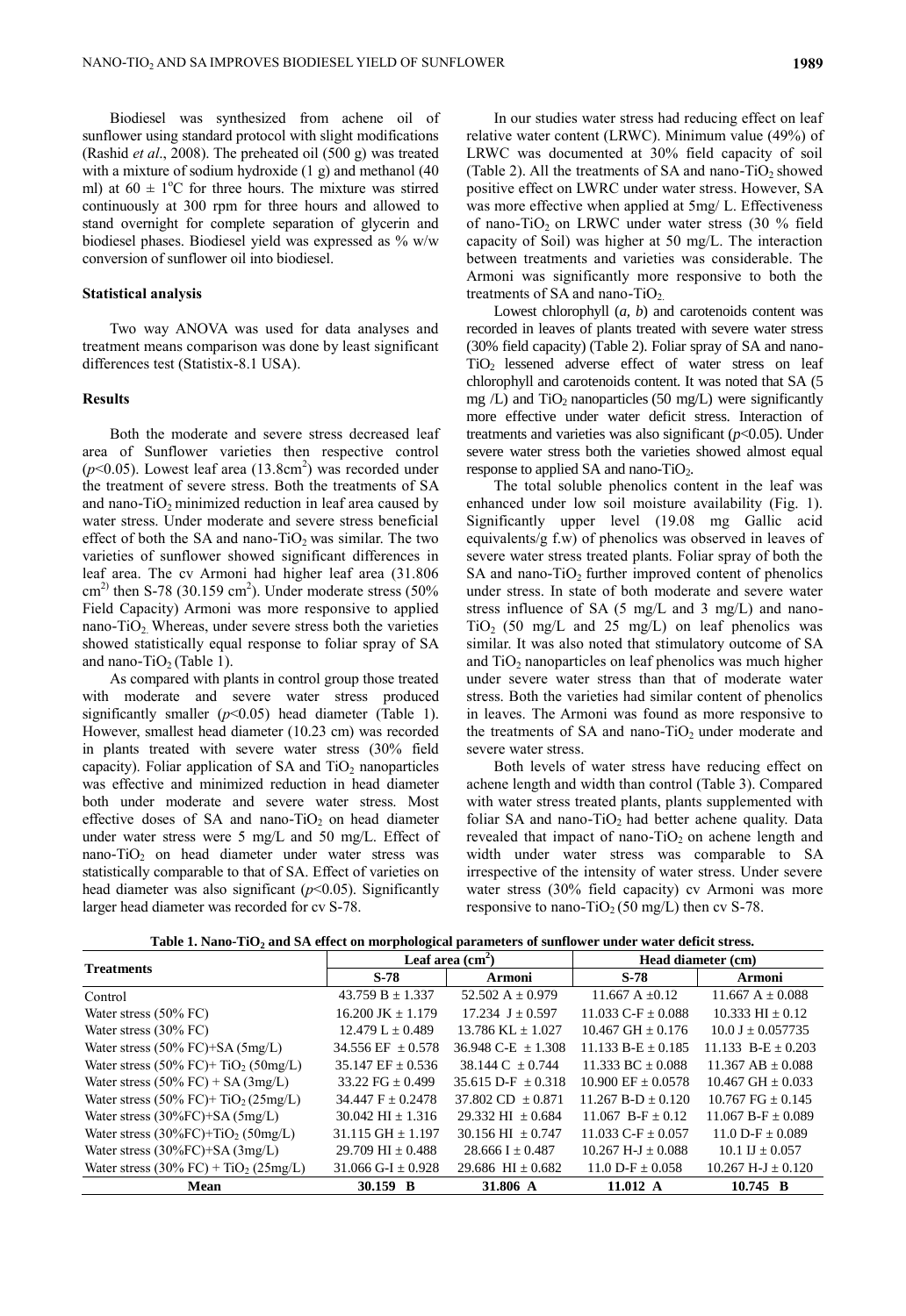Biodiesel was synthesized from achene oil of sunflower using standard protocol with slight modifications (Rashid *et al*., 2008). The preheated oil (500 g) was treated with a mixture of sodium hydroxide (1 g) and methanol (40 ml) at $60 \pm 1^{o}C$ for three hours. The mixture was stirred continuously at 300 rpm for three hours and allowed to stand overnight for complete separation of glycerin and biodiesel phases. Biodiesel yield was expressed as % w/w conversion of sunflower oil into biodiesel.

### Statistical analysis

Two way ANOVA was used for data analyses and treatment means comparison was done by least significant differences test (Statistix-8.1 USA).

### Results

Both the moderate and severe stress decreased leaf area of Sunflower varieties then respective control ($p<0.05$). Lowest leaf area (13.8cm$^2$) was recorded under the treatment of severe stress. Both the treatments of SA and nano-$TiO_2$ minimized reduction in leaf area caused by water stress. Under moderate and severe stress beneficial effect of both the SA and nano-$TiO_2$ was similar. The two varieties of sunflower showed significant differences in leaf area. The cv Armoni had higher leaf area (31.806 cm$^{2)}$ then S-78 (30.159 cm$^2$). Under moderate stress (50% Field Capacity) Armoni was more responsive to applied nano-$TiO_2$. Whereas, under severe stress both the varieties showed statistically equal response to foliar spray of SA and nano-$TiO_2$ (Table 1).

As compared with plants in control group those treated with moderate and severe water stress produced significantly smaller ($p<0.05$) head diameter (Table 1). However, smallest head diameter (10.23 cm) was recorded in plants treated with severe water stress (30% field capacity). Foliar application of SA and $TiO_2$ nanoparticles was effective and minimized reduction in head diameter both under moderate and severe water stress. Most effective doses of SA and nano-$TiO_2$ on head diameter under water stress were 5 mg/L and 50 mg/L. Effect of nano-$TiO_2$ on head diameter under water stress was statistically comparable to that of SA. Effect of varieties on head diameter was also significant ($p<0.05$). Significantly larger head diameter was recorded for cv S-78.

In our studies water stress had reducing effect on leaf relative water content (LRWC). Minimum value (49%) of LRWC was documented at 30% field capacity of soil (Table 2). All the treatments of SA and nano-$TiO_2$ showed positive effect on LWRC under water stress. However, SA was more effective when applied at 5mg/ L. Effectiveness of nano-$TiO_2$ on LRWC under water stress (30 % field capacity of Soil) was higher at 50 mg/L. The interaction between treatments and varieties was considerable. The Armoni was significantly more responsive to both the treatments of SA and nano-$TiO_2$.

Lowest chlorophyll (*a, b*) and carotenoids content was recorded in leaves of plants treated with severe water stress (30% field capacity) (Table 2). Foliar spray of SA and nano-$TiO_2$ lessened adverse effect of water stress on leaf chlorophyll and carotenoids content. It was noted that SA (5 mg /L) and $TiO_2$ nanoparticles (50 mg/L) were significantly more effective under water deficit stress. Interaction of treatments and varieties was also significant ($p<0.05$). Under severe water stress both the varieties showed almost equal response to applied SA and nano-$TiO_2$.

The total soluble phenolics content in the leaf was enhanced under low soil moisture availability (Fig. 1). Significantly upper level (19.08 mg Gallic acid equivalents/g f.w) of phenolics was observed in leaves of severe water stress treated plants. Foliar spray of both the SA and nano-$TiO_2$ further improved content of phenolics under stress. In state of both moderate and severe water stress influence of SA (5 mg/L and 3 mg/L) and nano-$TiO_2$ (50 mg/L and 25 mg/L) on leaf phenolics was similar. It was also noted that stimulatory outcome of SA and $TiO_2$ nanoparticles on leaf phenolics was much higher under severe water stress than that of moderate water stress. Both the varieties had similar content of phenolics in leaves. The Armoni was found as more responsive to the treatments of SA and nano-$TiO_2$ under moderate and severe water stress.

Both levels of water stress have reducing effect on achene length and width than control (Table 3). Compared with water stress treated plants, plants supplemented with foliar SA and nano-$TiO_2$ had better achene quality. Data revealed that impact of nano-$TiO_2$ on achene length and width under water stress was comparable to SA irrespective of the intensity of water stress. Under severe water stress (30% field capacity) cv Armoni was more responsive to nano-$TiO_2$ (50 mg/L) then cv S-78.

**Table 1. Nano-$TiO_2$ and SA effect on morphological parameters of sunflower under water deficit stress.**

| Treatments | Leaf area (cm$^2$) | | Head diameter (cm) | |
|---|---|---|---|---|
| | **S-78** | **Armoni** | **S-78** | **Armoni** |
| Control | 43.759 B ± 1.337 | 52.502 A ± 0.979 | 11.667 A ±0.12 | 11.667 A ± 0.088 |
| Water stress (50% FC) | 16.200 JK ± 1.179 | 17.234 J ± 0.597 | 11.033 C-F ± 0.088 | 10.333 HI ± 0.12 |
| Water stress (30% FC) | 12.479 L ± 0.489 | 13.786 KL ± 1.027 | 10.467 GH ± 0.176 | 10.0 J ± 0.057735 |
| Water stress (50% FC)+SA (5mg/L) | 34.556 EF ± 0.578 | 36.948 C-E ± 1.308 | 11.133 B-E ± 0.185 | 11.133 B-E ± 0.203 |
| Water stress (50% FC)+ $TiO_2$ (50mg/L) | 35.147 EF ± 0.536 | 38.144 C ± 0.744 | 11.333 BC ± 0.088 | 11.367 AB ± 0.088 |
| Water stress (50% FC) + SA (3mg/L) | 33.22 FG ± 0.499 | 35.615 D-F ± 0.318 | 10.900 EF ± 0.0578 | 10.467 GH ± 0.033 |
| Water stress (50% FC)+ $TiO_2$ (25mg/L) | 34.447 F ± 0.2478 | 37.802 CD ± 0.871 | 11.267 B-D ± 0.120 | 10.767 FG ± 0.145 |
| Water stress (30%FC)+SA (5mg/L) | 30.042 HI ± 1.316 | 29.332 HI ± 0.684 | 11.067 B-F ± 0.12 | 11.067 B-F ± 0.089 |
| Water stress (30%FC)+$TiO_2$ (50mg/L) | 31.115 GH ± 1.197 | 30.156 HI ± 0.747 | 11.033 C-F ± 0.057 | 11.0 D-F ± 0.089 |
| Water stress (30%FC)+SA (3mg/L) | 29.709 HI ± 0.488 | 28.666 I ± 0.487 | 10.267 H-J ± 0.088 | 10.1 IJ ± 0.057 |
| Water stress (30% FC) + $TiO_2$ (25mg/L) | 31.066 G-I ± 0.928 | 29.686 HI ± 0.682 | 11.0 D-F ± 0.058 | 10.267 H-J ± 0.120 |
| **Mean** | **30.159 B** | **31.806 A** | **11.012 A** | **10.745 B** |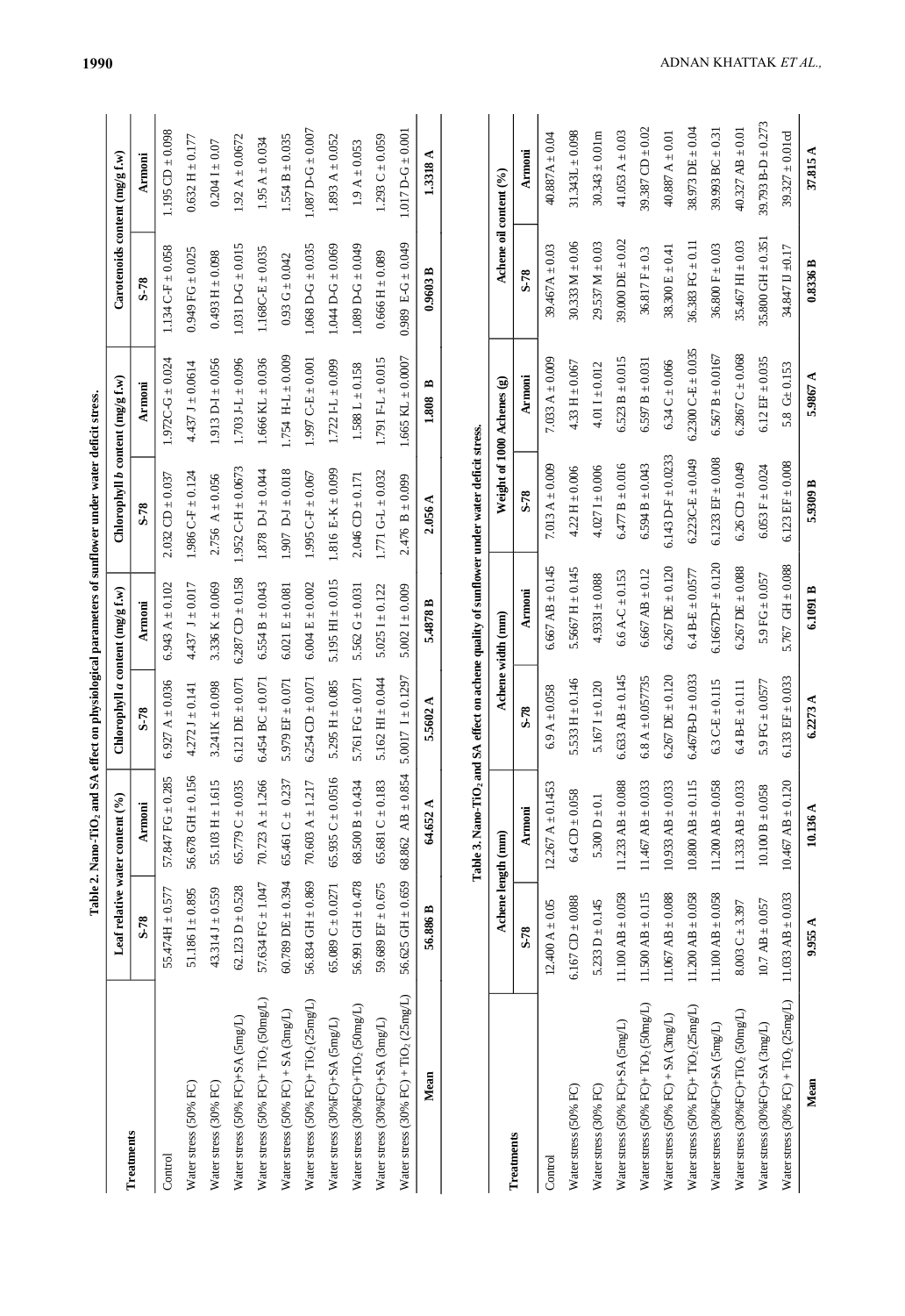**Table 2. Nano-TiO$_2$ and SA effect on physiological parameters of sunflower under water deficit stress.**

| Treatments | Leaf relative water content (%) | | Chlorophyll *a* content (mg/g f.w) | | Chlorophyll *b* content (mg/g f.w) | | Carotenoids content (mg/g f.w) | |
|---|---|---|---|---|---|---|---|---|
| | S-78 | Armoni | S-78 | Armoni | S-78 | Armoni | S-78 | Armoni |
| Control | 55.474H ± 0.577 | 57.847 FG ± 0.285 | 6.927 A ± 0.036 | 6.943 A ± 0.102 | 2.032 CD ± 0.037 | 1.972C-G ± 0.024 | 1.134 C-F ± 0.058 | 1.195 CD ± 0.098 |
| Water stress (50% FC) | 51.186 I ± 0.895 | 56.678 GH ± 0.156 | 4.272 J ± 0.141 | 4.437 J ± 0.017 | 1.986 C-F ± 0.124 | 4.437 J ± 0.0614 | 0.949 FG ± 0.025 | 0.632 H ± 0.177 |
| Water stress (30% FC) | 43.314 J ± 0.559 | 55.103 H ± 1.615 | 3.241K ± 0.098 | 3.336 K ± 0.069 | 2.756 A ± 0.056 | 1.913 D-I ± 0.056 | 0.493 H ± 0.098 | 0.204 I ± 0.07 |
| Water stress (50% FC)+SA (5mg/L) | 62.123 D ± 0.528 | 65.779 C ± 0.035 | 6.121 DE ± 0.071 | 6.287 CD ± 0.158 | 1.952 C-H ± 0.0673 | 1.703 J-L ± 0.096 | 1.031 D-G ± 0.015 | 1.92 A ± 0.0672 |
| Water stress (50% FC)+ TiO$_2$ (50mg/L) | 57.634 FG ± 1.047 | 70.723 A ± 1.266 | 6.454 BC ± 0.071 | 6.554 B ± 0.043 | 1.878 D-J ± 0.044 | 1.666 KL ± 0.036 | 1.168C-E ± 0.035 | 1.95 A ± 0.034 |
| Water stress (50% FC) + SA (3mg/L) | 60.789 DE ± 0.394 | 65.461 C ± 0.237 | 5.979 EF ± 0.071 | 6.021 E ± 0.081 | 1.907 D-J ± 0.018 | 1.754 H-L ± 0.009 | 0.93 G ± 0.042 | 1.554 B ± 0.035 |
| Water stress (50% FC)+ TiO$_2$ (25mg/L) | 56.834 GH ± 0.869 | 70.603 A ± 1.217 | 6.254 CD ± 0.071 | 6.004 E ± 0.002 | 1.995 C-F ± 0.067 | 1.997 C-E ± 0.001 | 1.068 D-G ± 0.035 | 1.087 D-G ± 0.007 |
| Water stress (30%FC)+SA (5mg/L) | 65.089 C ± 0.0271 | 65.935 C ± 0.0516 | 5.295 H ± 0.085 | 5.195 HI ± 0.015 | 1.816 E-K ± 0.099 | 1.722 I-L ± 0.099 | 1.044 D-G ± 0.069 | 1.893 A ± 0.052 |
| Water stress (30%FC)+TiO$_2$ (50mg/L) | 56.991 GH ± 0.478 | 68.500 B ± 0.434 | 5.761 FG ± 0.071 | 5.562 G ± 0.031 | 2.046 CD ± 0.171 | 1.588 L ± 0.158 | 1.089 D-G ± 0.049 | 1.9 A ± 0.053 |
| Water stress (30%FC)+SA (3mg/L) | 59.689 EF ± 0.675 | 65.681 C ± 0.183 | 5.162 HI ± 0.044 | 5.025 I ± 0.122 | 1.771 G-L ± 0.032 | 1.791 F-L ± 0.015 | 0.666 H ± 0.089 | 1.293 C ± 0.059 |
| Water stress (30% FC) + TiO$_2$ (25mg/L) | 56.625 GH ± 0.659 | 68.862 AB ± 0.854 | 5.0017 I ± 0.1297 | 5.002 I ± 0.009 | 2.476 B ± 0.099 | 1.665 KL ± 0.0007 | 0.989 E-G ± 0.049 | 1.017 D-G ± 0.001 |
| **Mean** | **56.886 B** | **64.652 A** | **5.5602 A** | **5.4878 B** | **2.056 A** | **1.808 B** | **0.9603 B** | **1.3318 A** |

**Table 3. Nano-TiO$_2$ and SA effect on achene quality of sunflower under water deficit stress.**

| Treatments | Achene length (mm) | | Achene width (mm) | | Weight of 1000 Achenes (g) | | Achene oil content (%) | |
|---|---|---|---|---|---|---|---|---|
| | S-78 | Armoni | S-78 | Armoni | S-78 | Armoni | S-78 | Armoni |
| Control | 12.400 A ± 0.05 | 12.267 A ± 0.1453 | 6.9 A ± 0.058 | 6.667 AB ± 0.145 | 7.013 A ± 0.009 | 7.033 A ± 0.009 | 39.467A ± 0.03 | 40.887A ± 0.04 |
| Water stress (50% FC) | 6.167 CD ± 0.088 | 6.4 CD ± 0.058 | 5.533 H ± 0.146 | 5.5667 H ± 0.145 | 4.22 H ± 0.006 | 4.33 H ± 0.067 | 30.333 M ± 0.06 | 31.343L ± 0.098 |
| Water stress (30% FC) | 5.233 D ± 0.145 | 5.300 D ± 0.1 | 5.167 I ± 0.120 | 4.9331 ± 0.088 | 4.027 I ± 0.006 | 4.011 I ± 0.012 | 29.537 M ± 0.03 | 30.343 ± 0.01m |
| Water stress (50% FC)+SA (5mg/L) | 11.100 AB ± 0.058 | 11.233 AB ± 0.088 | 6.633 AB ± 0.145 | 6.6 A-C ± 0.153 | 6.477 B ± 0.016 | 6.523 B ± 0.015 | 39.000 DE ± 0.02 | 41.053 A ± 0.03 |
| Water stress (50% FC)+ TiO$_2$ (50mg/L) | 11.500 AB ± 0.115 | 11.467 AB ± 0.033 | 6.8 A ± 0.057735 | 6.667 AB ± 0.12 | 6.594 B ± 0.043 | 6.597 B ± 0.031 | 36.817 F ± 0.3 | 39.387 CD ± 0.02 |
| Water stress (50% FC) + SA (3mg/L) | 11.067 AB ± 0.088 | 10.933 AB ± 0.033 | 6.267 DE ± 0.120 | 6.267 DE ± 0.120 | 6.143 D-F ± 0.0233 | 6.34 C ± 0.066 | 38.300 E ± 0.41 | 40.887 A ± 0.01 |
| Water stress (50% FC)+ TiO$_2$ (25mg/L) | 11.200 AB ± 0.058 | 10.800 AB ± 0.115 | 6.467B-D ± 0.033 | 6.4 B-E ± 0.0577 | 6.223C-E ± 0.049 | 6.2300 C-E ± 0.035 | 36.383 FG ± 0.11 | 38.973 DE ± 0.04 |
| Water stress (30%FC)+SA (5mg/L) | 11.100 AB ± 0.058 | 11.200 AB ± 0.058 | 6.3 C-E ± 0.115 | 6.1667D-F ± 0.120 | 6.1233 EF ± 0.008 | 6.567 B ± 0.0167 | 36.800 F ± 0.03 | 39.993 BC ± 0.31 |
| Water stress (30%FC)+TiO$_2$ (50mg/L) | 8.003 C ± 3.397 | 11.333 AB ± 0.033 | 6.4 B-E ± 0.111 | 6.267 DE ± 0.088 | 6.26 CD ± 0.049 | 6.2867 C ± 0.068 | 35.467 HI ± 0.03 | 40.327 AB ± 0.01 |
| Water stress (30%FC)+SA (3mg/L) | 10.7 AB ± 0.057 | 10.100 B ± 0.058 | 5.9 FG ± 0.0577 | 5.9 FG ± 0.057 | 6.053 F ± 0.024 | 6.12 EF ± 0.035 | 35.800 GH ± 0.351 | 39.793 B-D ± 0.273 |
| Water stress (30% FC) + TiO$_2$ (25mg/L) | 11.033 AB ± 0.033 | 10.467 AB ± 0.120 | 6.133 EF ± 0.033 | 5.767 GH ± 0.088 | 6.123 EF ± 0.008 | 5.8 G± 0.153 | 34.847 IJ ±0.17 | 39.327 ± 0.01cd |
| **Mean** | **9.955 A** | **10.136 A** | **6.2273 A** | **6.1091 B** | **5.9309 B** | **5.9867 A** | **0.8336 B** | **37.815 A** |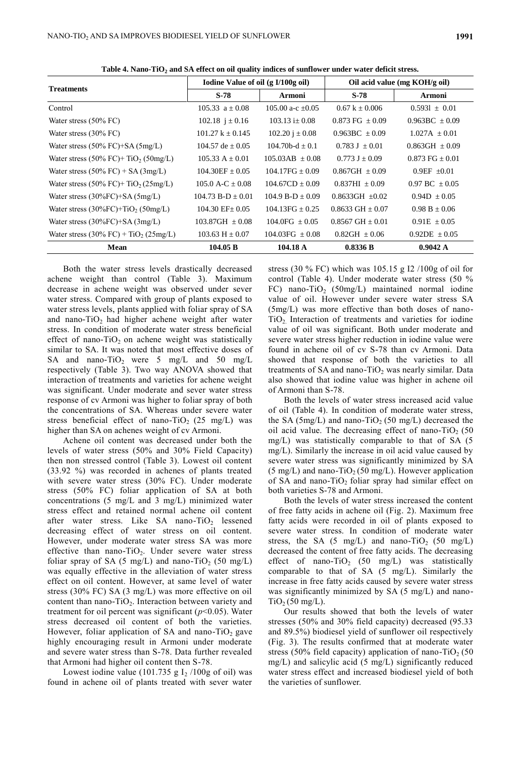**Table 4. Nano-$TiO_2$ and SA effect on oil quality indices of sunflower under water deficit stress.**

| Treatments | Iodine Value of oil (g I/100g oil) | | Oil acid value (mg KOH/g oil) | |
|---|---|---|---|---|
| | S-78 | Armoni | S-78 | Armoni |
| Control | 105.33 a ± 0.08 | 105.00 a-c ±0.05 | 0.67 k ± 0.006 | 0.593l ± 0.01 |
| Water stress (50% FC) | 102.18 j ± 0.16 | 103.13 i± 0.08 | 0.873 FG ± 0.09 | 0.963BC ± 0.09 |
| Water stress (30% FC) | 101.27 k ± 0.145 | 102.20 j ± 0.08 | 0.963BC ± 0.09 | 1.027A ± 0.01 |
| Water stress (50% FC)+SA (5mg/L) | 104.57 de ± 0.05 | 104.70b-d ± 0.1 | 0.783 J ± 0.01 | 0.863GH ± 0.09 |
| Water stress (50% FC)+ $TiO_2$ (50mg/L) | 105.33 A ± 0.01 | 105.03AB ± 0.08 | 0.773 J ± 0.09 | 0.873 FG ± 0.01 |
| Water stress (50% FC) + SA (3mg/L) | 104.30EF ± 0.05 | 104.17FG ± 0.09 | 0.867GH ± 0.09 | 0.9EF ±0.01 |
| Water stress (50% FC)+ $TiO_2$ (25mg/L) | 105.0 A-C ± 0.08 | 104.67CD ± 0.09 | 0.837HI ± 0.09 | 0.97 BC ± 0.05 |
| Water stress (30%FC)+SA (5mg/L) | 104.73 B-D ± 0.01 | 104.9 B-D ± 0.09 | 0.8633GH ±0.02 | 0.94D ± 0.05 |
| Water stress (30%FC)+$TiO_2$ (50mg/L) | 104.30 EF± 0.05 | 104.13FG ± 0.25 | 0.8633 GH ± 0.07 | 0.98 B ± 0.06 |
| Water stress (30%FC)+SA (3mg/L) | 103.87GH ± 0.08 | 104.0FG ± 0.05 | 0.8567 GH ± 0.01 | 0.91E ± 0.05 |
| Water stress (30% FC) + $TiO_2$ (25mg/L) | 103.63 H ± 0.07 | 104.03FG ± 0.08 | 0.82GH ± 0.06 | 0.92DE ± 0.05 |
| **Mean** | **104.05 B** | **104.18 A** | **0.8336 B** | **0.9042 A** |

Both the water stress levels drastically decreased achene weight than control (Table 3). Maximum decrease in achene weight was observed under sever water stress. Compared with group of plants exposed to water stress levels, plants applied with foliar spray of SA and nano-$TiO_2$ had higher achene weight after water stress. In condition of moderate water stress beneficial effect of nano-$TiO_2$ on achene weight was statistically similar to SA. It was noted that most effective doses of SA and nano-$TiO_2$ were 5 mg/L and 50 mg/L respectively (Table 3). Two way ANOVA showed that interaction of treatments and varieties for achene weight was significant. Under moderate and sever water stress response of cv Armoni was higher to foliar spray of both the concentrations of SA. Whereas under severe water stress beneficial effect of nano-$TiO_2$ (25 mg/L) was higher than SA on achenes weight of cv Armoni.

Achene oil content was decreased under both the levels of water stress (50% and 30% Field Capacity) then non stressed control (Table 3). Lowest oil content (33.92 %) was recorded in achenes of plants treated with severe water stress (30% FC). Under moderate stress (50% FC) foliar application of SA at both concentrations (5 mg/L and 3 mg/L) minimized water stress effect and retained normal achene oil content after water stress. Like SA nano-$TiO_2$ lessened decreasing effect of water stress on oil content. However, under moderate water stress SA was more effective than nano-$TiO_2$. Under severe water stress foliar spray of SA (5 mg/L) and nano-$TiO_2$ (50 mg/L) was equally effective in the alleviation of water stress effect on oil content. However, at same level of water stress (30% FC) SA (3 mg/L) was more effective on oil content than nano-$TiO_2$. Interaction between variety and treatment for oil percent was significant ($p$<0.05). Water stress decreased oil content of both the varieties. However, foliar application of SA and nano-$TiO_2$ gave highly encouraging result in Armoni under moderate and severe water stress than S-78. Data further revealed that Armoni had higher oil content then S-78.

Lowest iodine value (101.735 g $I_2$ /100g of oil) was found in achene oil of plants treated with sever water stress (30 % FC) which was 105.15 g I2 /100g of oil for control (Table 4). Under moderate water stress (50 % FC) nano-$TiO_2$ (50mg/L) maintained normal iodine value of oil. However under severe water stress SA (5mg/L) was more effective than both doses of nano-$TiO_2$. Interaction of treatments and varieties for iodine value of oil was significant. Both under moderate and severe water stress higher reduction in iodine value were found in achene oil of cv S-78 than cv Armoni. Data showed that response of both the varieties to all treatments of SA and nano-$TiO_2$ was nearly similar. Data also showed that iodine value was higher in achene oil of Armoni than S-78.

Both the levels of water stress increased acid value of oil (Table 4). In condition of moderate water stress, the SA (5mg/L) and nano-$TiO_2$ (50 mg/L) decreased the oil acid value. The decreasing effect of nano-$TiO_2$ (50 mg/L) was statistically comparable to that of SA (5 mg/L). Similarly the increase in oil acid value caused by severe water stress was significantly minimized by SA (5 mg/L) and nano-$TiO_2$ (50 mg/L). However application of SA and nano-$TiO_2$ foliar spray had similar effect on both varieties S-78 and Armoni.

Both the levels of water stress increased the content of free fatty acids in achene oil (Fig. 2). Maximum free fatty acids were recorded in oil of plants exposed to severe water stress. In condition of moderate water stress, the SA (5 mg/L) and nano-$TiO_2$ (50 mg/L) decreased the content of free fatty acids. The decreasing effect of nano-$TiO_2$ (50 mg/L) was statistically comparable to that of SA (5 mg/L). Similarly the increase in free fatty acids caused by severe water stress was significantly minimized by SA (5 mg/L) and nano-$TiO_2$ (50 mg/L).

Our results showed that both the levels of water stresses (50% and 30% field capacity) decreased (95.33 and 89.5%) biodiesel yield of sunflower oil respectively (Fig. 3). The results confirmed that at moderate water stress (50% field capacity) application of nano-$TiO_2$ (50 mg/L) and salicylic acid (5 mg/L) significantly reduced water stress effect and increased biodiesel yield of both the varieties of sunflower.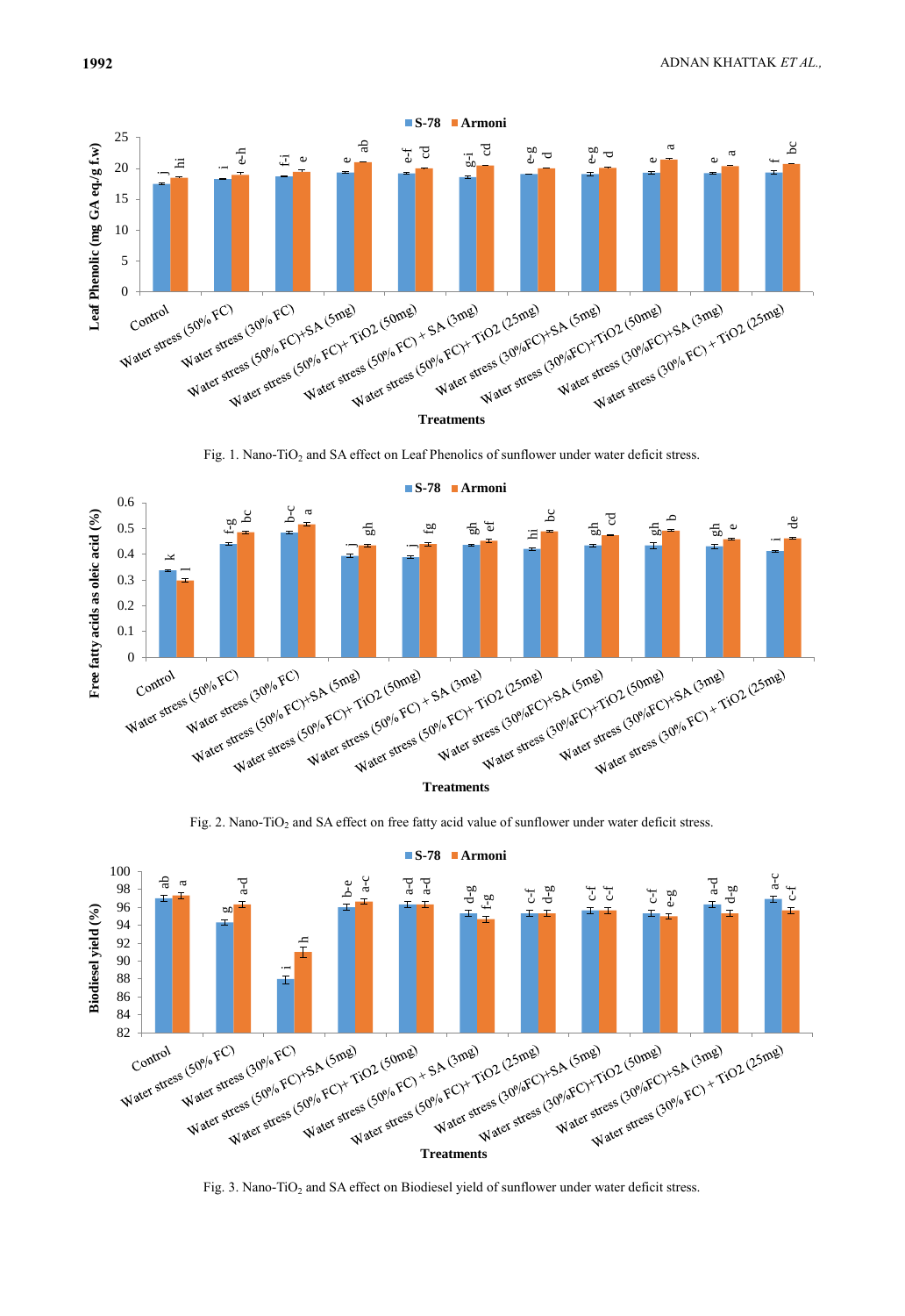Fig. 1. Nano-$TiO_2$ and SA effect on Leaf Phenolics of sunflower under water deficit stress.

Fig. 2. Nano-$TiO_2$ and SA effect on free fatty acid value of sunflower under water deficit stress.

Fig. 3. Nano-$TiO_2$ and SA effect on Biodiesel yield of sunflower under water deficit stress.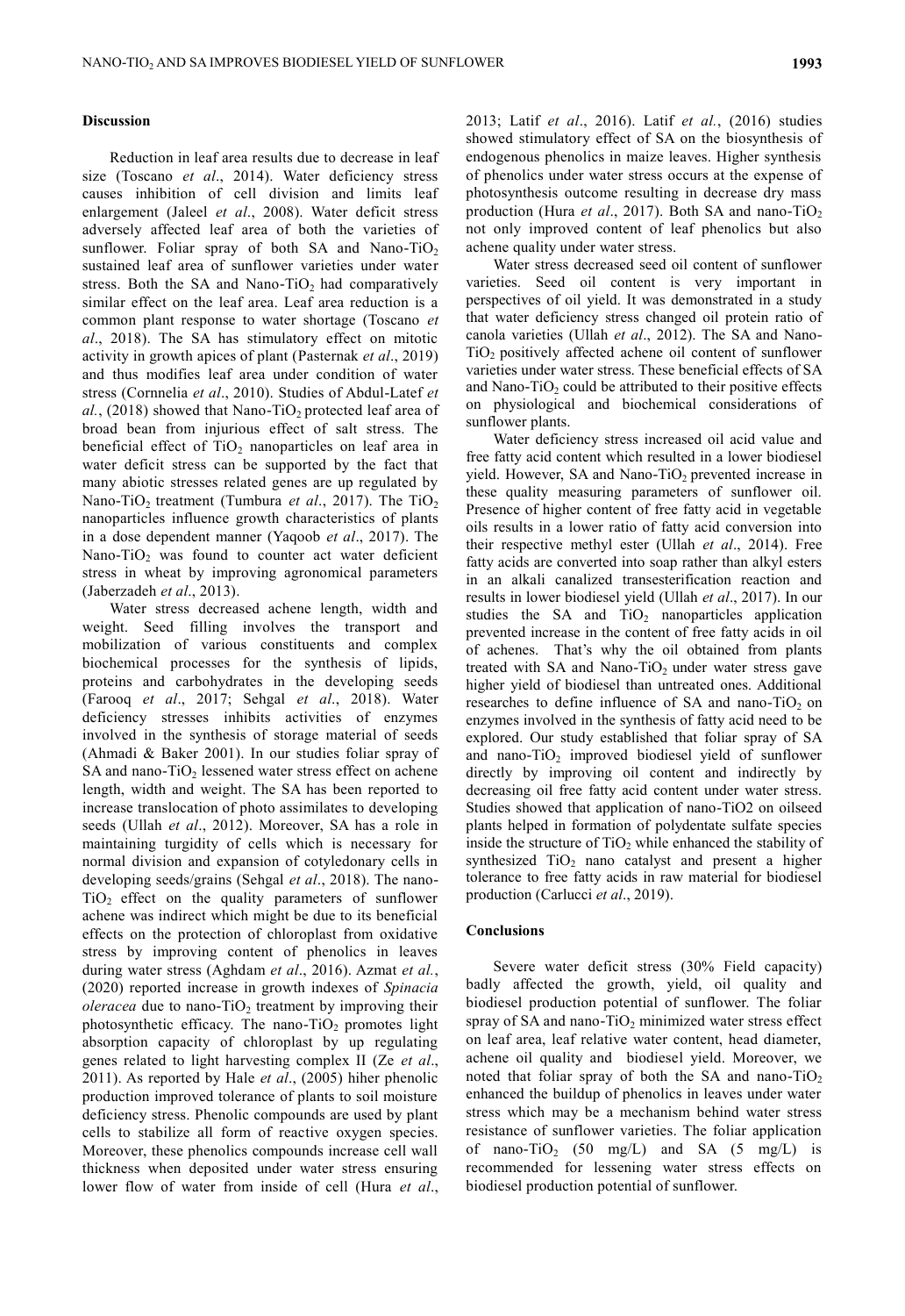## Discussion

Reduction in leaf area results due to decrease in leaf size (Toscano *et al*., 2014). Water deficiency stress causes inhibition of cell division and limits leaf enlargement (Jaleel *et al*., 2008). Water deficit stress adversely affected leaf area of both the varieties of sunflower. Foliar spray of both SA and Nano-$TiO_2$ sustained leaf area of sunflower varieties under water stress. Both the SA and Nano-$TiO_2$ had comparatively similar effect on the leaf area. Leaf area reduction is a common plant response to water shortage (Toscano *et al*., 2018). The SA has stimulatory effect on mitotic activity in growth apices of plant (Pasternak *et al*., 2019) and thus modifies leaf area under condition of water stress (Cornnelia *et al*., 2010). Studies of Abdul-Latef *et al.*, (2018) showed that Nano-$TiO_2$ protected leaf area of broad bean from injurious effect of salt stress. The beneficial effect of $TiO_2$ nanoparticles on leaf area in water deficit stress can be supported by the fact that many abiotic stresses related genes are up regulated by Nano-$TiO_2$ treatment (Tumbura *et al*., 2017). The $TiO_2$ nanoparticles influence growth characteristics of plants in a dose dependent manner (Yaqoob *et al*., 2017). The Nano-$TiO_2$ was found to counter act water deficient stress in wheat by improving agronomical parameters (Jaberzadeh *et al*., 2013).

Water stress decreased achene length, width and weight. Seed filling involves the transport and mobilization of various constituents and complex biochemical processes for the synthesis of lipids, proteins and carbohydrates in the developing seeds (Farooq *et al*., 2017; Sehgal *et al*., 2018). Water deficiency stresses inhibits activities of enzymes involved in the synthesis of storage material of seeds (Ahmadi & Baker 2001). In our studies foliar spray of SA and nano-$TiO_2$ lessened water stress effect on achene length, width and weight. The SA has been reported to increase translocation of photo assimilates to developing seeds (Ullah *et al*., 2012). Moreover, SA has a role in maintaining turgidity of cells which is necessary for normal division and expansion of cotyledonary cells in developing seeds/grains (Sehgal *et al*., 2018). The nano-$TiO_2$ effect on the quality parameters of sunflower achene was indirect which might be due to its beneficial effects on the protection of chloroplast from oxidative stress by improving content of phenolics in leaves during water stress (Aghdam *et al*., 2016). Azmat *et al.*, (2020) reported increase in growth indexes of *Spinacia oleracea* due to nano-$TiO_2$ treatment by improving their photosynthetic efficacy. The nano-$TiO_2$ promotes light absorption capacity of chloroplast by up regulating genes related to light harvesting complex II (Ze *et al*., 2011). As reported by Hale *et al*., (2005) hiher phenolic production improved tolerance of plants to soil moisture deficiency stress. Phenolic compounds are used by plant cells to stabilize all form of reactive oxygen species. Moreover, these phenolics compounds increase cell wall thickness when deposited under water stress ensuring lower flow of water from inside of cell (Hura *et al*., 2013; Latif *et al*., 2016). Latif *et al.*, (2016) studies showed stimulatory effect of SA on the biosynthesis of endogenous phenolics in maize leaves. Higher synthesis of phenolics under water stress occurs at the expense of photosynthesis outcome resulting in decrease dry mass production (Hura *et al*., 2017). Both SA and nano-$TiO_2$ not only improved content of leaf phenolics but also achene quality under water stress.

Water stress decreased seed oil content of sunflower varieties. Seed oil content is very important in perspectives of oil yield. It was demonstrated in a study that water deficiency stress changed oil protein ratio of canola varieties (Ullah *et al*., 2012). The SA and Nano-$TiO_2$ positively affected achene oil content of sunflower varieties under water stress. These beneficial effects of SA and Nano-$TiO_2$ could be attributed to their positive effects on physiological and biochemical considerations of sunflower plants.

Water deficiency stress increased oil acid value and free fatty acid content which resulted in a lower biodiesel yield. However, SA and Nano-$TiO_2$ prevented increase in these quality measuring parameters of sunflower oil. Presence of higher content of free fatty acid in vegetable oils results in a lower ratio of fatty acid conversion into their respective methyl ester (Ullah *et al*., 2014). Free fatty acids are converted into soap rather than alkyl esters in an alkali canalized transesterification reaction and results in lower biodiesel yield (Ullah *et al*., 2017). In our studies the SA and $TiO_2$ nanoparticles application prevented increase in the content of free fatty acids in oil of achenes. That's why the oil obtained from plants treated with SA and Nano-$TiO_2$ under water stress gave higher yield of biodiesel than untreated ones. Additional researches to define influence of SA and nano-$TiO_2$ on enzymes involved in the synthesis of fatty acid need to be explored. Our study established that foliar spray of SA and nano-$TiO_2$ improved biodiesel yield of sunflower directly by improving oil content and indirectly by decreasing oil free fatty acid content under water stress. Studies showed that application of nano-TiO2 on oilseed plants helped in formation of polydentate sulfate species inside the structure of $TiO_2$ while enhanced the stability of synthesized $TiO_2$ nano catalyst and present a higher tolerance to free fatty acids in raw material for biodiesel production (Carlucci *et al*., 2019).

## Conclusions

Severe water deficit stress (30% Field capacity) badly affected the growth, yield, oil quality and biodiesel production potential of sunflower. The foliar spray of SA and nano-$TiO_2$ minimized water stress effect on leaf area, leaf relative water content, head diameter, achene oil quality and biodiesel yield. Moreover, we noted that foliar spray of both the SA and nano-$TiO_2$ enhanced the buildup of phenolics in leaves under water stress which may be a mechanism behind water stress resistance of sunflower varieties. The foliar application of nano-$TiO_2$ (50 mg/L) and SA (5 mg/L) is recommended for lessening water stress effects on biodiesel production potential of sunflower.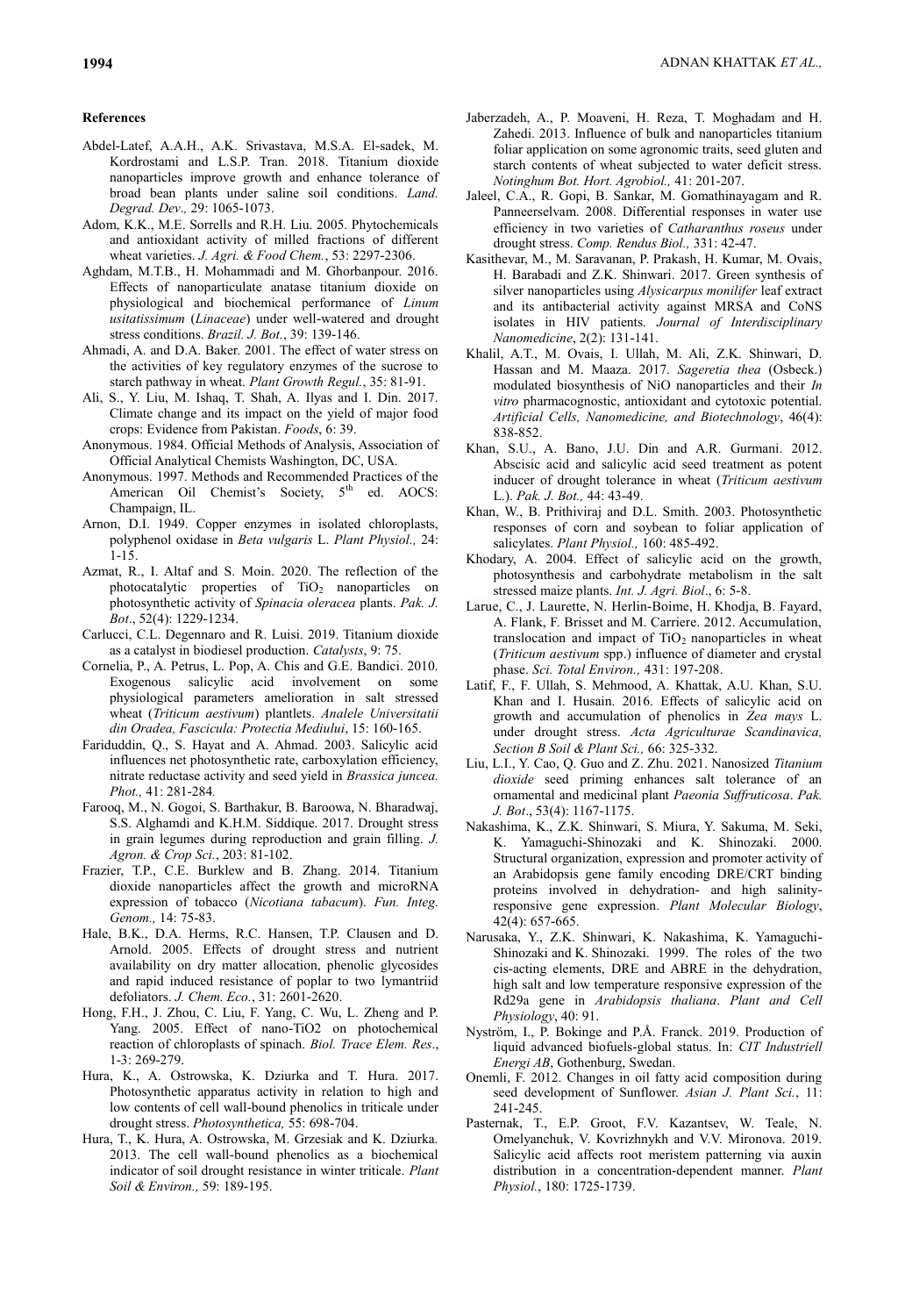## References

Abdel-Latef, A.A.H., A.K. Srivastava, M.S.A. El-sadek, M. Kordrostami and L.S.P. Tran. 2018. Titanium dioxide nanoparticles improve growth and enhance tolerance of broad bean plants under saline soil conditions. *Land. Degrad. Dev*., 29: 1065-1073.

Adom, K.K., M.E. Sorrells and R.H. Liu. 2005. Phytochemicals and antioxidant activity of milled fractions of different wheat varieties. *J. Agri. & Food Chem.*, 53: 2297-2306.

Aghdam, M.T.B., H. Mohammadi and M. Ghorbanpour. 2016. Effects of nanoparticulate anatase titanium dioxide on physiological and biochemical performance of *Linum usitatissimum* (*Linaceae*) under well-watered and drought stress conditions. *Brazil. J. Bot.*, 39: 139-146.

Ahmadi, A. and D.A. Baker. 2001. The effect of water stress on the activities of key regulatory enzymes of the sucrose to starch pathway in wheat. *Plant Growth Regul.*, 35: 81-91.

Ali, S., Y. Liu, M. Ishaq, T. Shah, A. Ilyas and I. Din. 2017. Climate change and its impact on the yield of major food crops: Evidence from Pakistan. *Foods*, 6: 39.

Anonymous. 1984. Official Methods of Analysis, Association of Official Analytical Chemists Washington, DC, USA.

Anonymous. 1997. Methods and Recommended Practices of the American Oil Chemist's Society, 5th ed. AOCS: Champaign, IL.

Arnon, D.I. 1949. Copper enzymes in isolated chloroplasts, polyphenol oxidase in *Beta vulgaris* L. *Plant Physiol.,* 24: 1-15.

Azmat, R., I. Altaf and S. Moin. 2020. The reflection of the photocatalytic properties of $TiO_2$ nanoparticles on photosynthetic activity of *Spinacia oleracea* plants. *Pak. J. Bot*., 52(4): 1229-1234.

Carlucci, C.L. Degennaro and R. Luisi. 2019. Titanium dioxide as a catalyst in biodiesel production. *Catalysts*, 9: 75.

Cornelia, P., A. Petrus, L. Pop, A. Chis and G.E. Bandici. 2010. Exogenous salicylic acid involvement on some physiological parameters amelioration in salt stressed wheat (*Triticum aestivum*) plantlets. *Analele Universitatii din Oradea, Fascicula: Protectia Mediului*, 15: 160-165.

Fariduddin, Q., S. Hayat and A. Ahmad. 2003. Salicylic acid influences net photosynthetic rate, carboxylation efficiency, nitrate reductase activity and seed yield in *Brassica juncea. Phot.,* 41: 281-284*.*

Farooq, M., N. Gogoi, S. Barthakur, B. Baroowa, N. Bharadwaj, S.S. Alghamdi and K.H.M. Siddique. 2017. Drought stress in grain legumes during reproduction and grain filling. *J. Agron. & Crop Sci.*, 203: 81-102.

Frazier, T.P., C.E. Burklew and B. Zhang. 2014. Titanium dioxide nanoparticles affect the growth and microRNA expression of tobacco (*Nicotiana tabacum*). *Fun. Integ. Genom.,* 14: 75-83.

Hale, B.K., D.A. Herms, R.C. Hansen, T.P. Clausen and D. Arnold. 2005. Effects of drought stress and nutrient availability on dry matter allocation, phenolic glycosides and rapid induced resistance of poplar to two lymantriid defoliators. *J. Chem. Eco.*, 31: 2601-2620.

Hong, F.H., J. Zhou, C. Liu, F. Yang, C. Wu, L. Zheng and P. Yang. 2005. Effect of nano-TiO2 on photochemical reaction of chloroplasts of spinach. *Biol. Trace Elem. Res*., 1-3: 269-279.

Hura, K., A. Ostrowska, K. Dziurka and T. Hura. 2017. Photosynthetic apparatus activity in relation to high and low contents of cell wall-bound phenolics in triticale under drought stress. *Photosynthetica,* 55: 698-704.

Hura, T., K. Hura, A. Ostrowska, M. Grzesiak and K. Dziurka. 2013. The cell wall-bound phenolics as a biochemical indicator of soil drought resistance in winter triticale. *Plant Soil & Environ.,* 59: 189-195.

Jaberzadeh, A., P. Moaveni, H. Reza, T. Moghadam and H. Zahedi. 2013. Influence of bulk and nanoparticles titanium foliar application on some agronomic traits, seed gluten and starch contents of wheat subjected to water deficit stress. *Notingham Bot. Hort. Agrobiol.,* 41: 201-207.

Jaleel, C.A., R. Gopi, B. Sankar, M. Gomathinayagam and R. Panneerselvam. 2008. Differential responses in water use efficiency in two varieties of *Catharanthus roseus* under drought stress. *Comp. Rendus Biol.,* 331: 42-47.

Kasithevar, M., M. Saravanan, P. Prakash, H. Kumar, M. Ovais, H. Barabadi and Z.K. Shinwari. 2017. Green synthesis of silver nanoparticles using *Alysicarpus monilifer* leaf extract and its antibacterial activity against MRSA and CoNS isolates in HIV patients. *Journal of Interdisciplinary Nanomedicine*, 2(2): 131-141.

Khalil, A.T., M. Ovais, I. Ullah, M. Ali, Z.K. Shinwari, D. Hassan and M. Maaza. 2017. *Sageretia thea* (Osbeck.) modulated biosynthesis of NiO nanoparticles and their *In vitro* pharmacognostic, antioxidant and cytotoxic potential. *Artificial Cells, Nanomedicine, and Biotechnology*, 46(4): 838-852.

Khan, S.U., A. Bano, J.U. Din and A.R. Gurmani. 2012. Abscisic acid and salicylic acid seed treatment as potent inducer of drought tolerance in wheat (*Triticum aestivum* L.). *Pak. J. Bot.,* 44: 43-49.

Khan, W., B. Prithiviraj and D.L. Smith. 2003. Photosynthetic responses of corn and soybean to foliar application of salicylates. *Plant Physiol.,* 160: 485-492.

Khodary, A. 2004. Effect of salicylic acid on the growth, photosynthesis and carbohydrate metabolism in the salt stressed maize plants. *Int. J. Agri. Biol*., 6: 5-8.

Larue, C., J. Laurette, N. Herlin-Boime, H. Khodja, B. Fayard, A. Flank, F. Brisset and M. Carriere. 2012. Accumulation, translocation and impact of $TiO_2$ nanoparticles in wheat (*Triticum aestivum* spp.) influence of diameter and crystal phase. *Sci. Total Environ.,* 431: 197-208.

Latif, F., F. Ullah, S. Mehmood, A. Khattak, A.U. Khan, S.U. Khan and I. Husain. 2016. Effects of salicylic acid on growth and accumulation of phenolics in *Zea mays* L. under drought stress. *Acta Agriculturae Scandinavica, Section B Soil & Plant Sci.,* 66: 325-332.

Liu, L.I., Y. Cao, Q. Guo and Z. Zhu. 2021. Nanosized *Titanium dioxide* seed priming enhances salt tolerance of an ornamental and medicinal plant *Paeonia Suffruticosa*. *Pak. J. Bot*., 53(4): 1167-1175.

Nakashima, K., Z.K. Shinwari, S. Miura, Y. Sakuma, M. Seki, K. Yamaguchi-Shinozaki and K. Shinozaki. 2000. Structural organization, expression and promoter activity of an Arabidopsis gene family encoding DRE/CRT binding proteins involved in dehydration- and high salinity-responsive gene expression. *Plant Molecular Biology*, 42(4): 657-665.

Narusaka, Y., Z.K. Shinwari, K. Nakashima, K. Yamaguchi-Shinozaki and K. Shinozaki. 1999. The roles of the two cis-acting elements, DRE and ABRE in the dehydration, high salt and low temperature responsive expression of the Rd29a gene in *Arabidopsis thaliana*. *Plant and Cell Physiology*, 40: 91.

Nyström, I., P. Bokinge and P.Å. Franck. 2019. Production of liquid advanced biofuels-global status. In: *CIT Industriell Energi AB*, Gothenburg, Swedan.

Onemli, F. 2012. Changes in oil fatty acid composition during seed development of Sunflower. *Asian J. Plant Sci.*, 11: 241-245.

Pasternak, T., E.P. Groot, F.V. Kazantsev, W. Teale, N. Omelyanchuk, V. Kovrizhnykh and V.V. Mironova. 2019. Salicylic acid affects root meristem patterning via auxin distribution in a concentration-dependent manner. *Plant Physiol.*, 180: 1725-1739.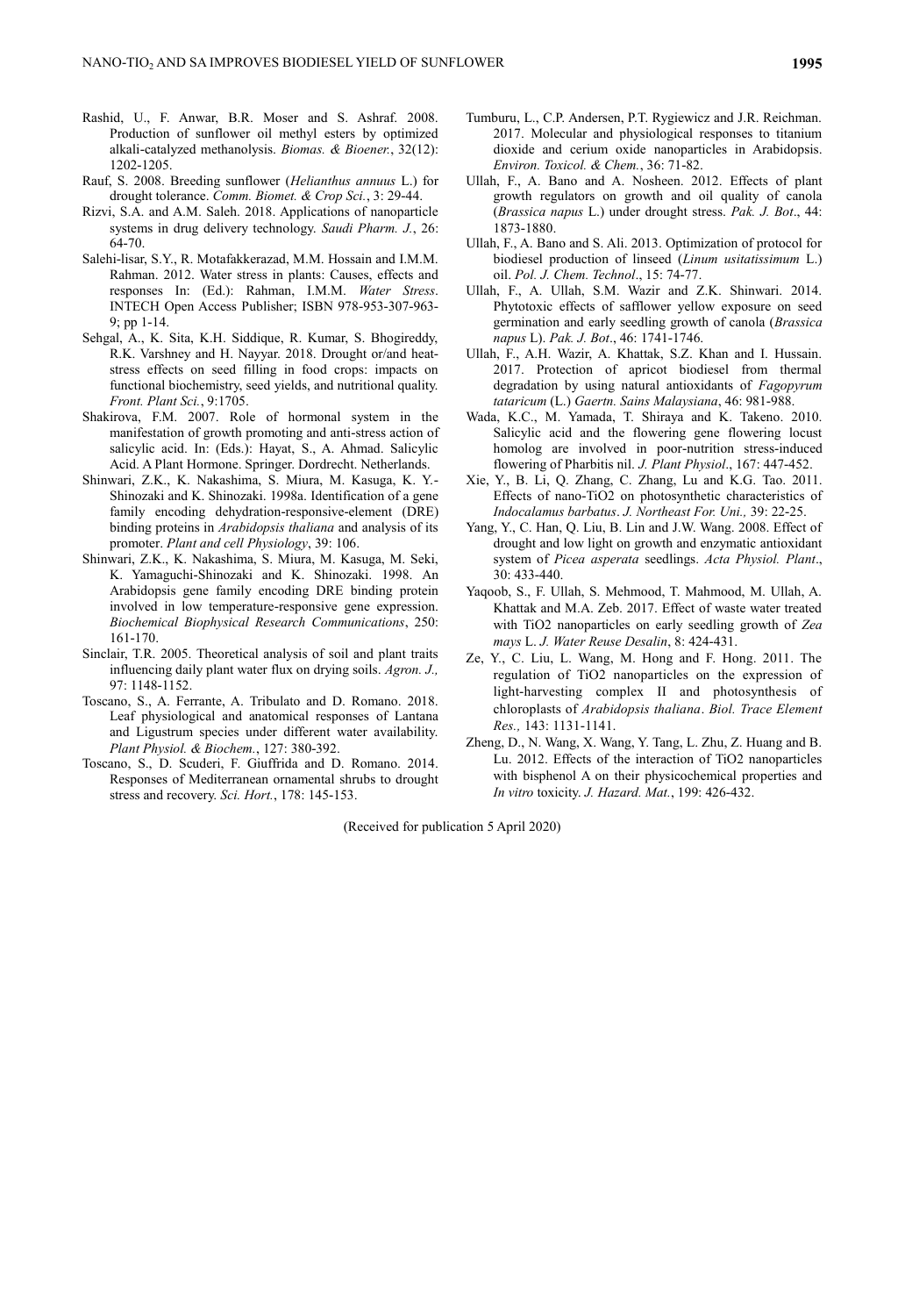Rashid, U., F. Anwar, B.R. Moser and S. Ashraf. 2008. Production of sunflower oil methyl esters by optimized alkali-catalyzed methanolysis. *Biomas. & Bioener.*, 32(12): 1202-1205.

Rauf, S. 2008. Breeding sunflower (*Helianthus annuus* L.) for drought tolerance. *Comm. Biomet. & Crop Sci.*, 3: 29-44.

Rizvi, S.A. and A.M. Saleh. 2018. Applications of nanoparticle systems in drug delivery technology. *Saudi Pharm. J.*, 26: 64-70.

Salehi-lisar, S.Y., R. Motafakkerazad, M.M. Hossain and I.M.M. Rahman. 2012. Water stress in plants: Causes, effects and responses In: (Ed.): Rahman, I.M.M. *Water Stress*. INTECH Open Access Publisher; ISBN 978-953-307-963-9; pp 1-14.

Sehgal, A., K. Sita, K.H. Siddique, R. Kumar, S. Bhogireddy, R.K. Varshney and H. Nayyar. 2018. Drought or/and heat-stress effects on seed filling in food crops: impacts on functional biochemistry, seed yields, and nutritional quality. *Front. Plant Sci.*, 9:1705.

Shakirova, F.M. 2007. Role of hormonal system in the manifestation of growth promoting and anti-stress action of salicylic acid. In: (Eds.): Hayat, S., A. Ahmad. Salicylic Acid. A Plant Hormone. Springer. Dordrecht. Netherlands.

Shinwari, Z.K., K. Nakashima, S. Miura, M. Kasuga, K. Y.-Shinozaki and K. Shinozaki. 1998a. Identification of a gene family encoding dehydration-responsive-element (DRE) binding proteins in *Arabidopsis thaliana* and analysis of its promoter. *Plant and cell Physiology*, 39: 106.

Shinwari, Z.K., K. Nakashima, S. Miura, M. Kasuga, M. Seki, K. Yamaguchi-Shinozaki and K. Shinozaki. 1998. An Arabidopsis gene family encoding DRE binding protein involved in low temperature-responsive gene expression. *Biochemical Biophysical Research Communications*, 250: 161-170.

Sinclair, T.R. 2005. Theoretical analysis of soil and plant traits influencing daily plant water flux on drying soils. *Agron. J.,* 97: 1148-1152.

Toscano, S., A. Ferrante, A. Tribulato and D. Romano. 2018. Leaf physiological and anatomical responses of Lantana and Ligustrum species under different water availability. *Plant Physiol. & Biochem.*, 127: 380-392.

Toscano, S., D. Scuderi, F. Giuffrida and D. Romano. 2014. Responses of Mediterranean ornamental shrubs to drought stress and recovery. *Sci. Hort.*, 178: 145-153.

Tumburu, L., C.P. Andersen, P.T. Rygiewicz and J.R. Reichman. 2017. Molecular and physiological responses to titanium dioxide and cerium oxide nanoparticles in Arabidopsis. *Environ. Toxicol. & Chem.*, 36: 71-82.

Ullah, F., A. Bano and A. Nosheen. 2012. Effects of plant growth regulators on growth and oil quality of canola (*Brassica napus* L.) under drought stress. *Pak. J. Bot*., 44: 1873-1880.

Ullah, F., A. Bano and S. Ali. 2013. Optimization of protocol for biodiesel production of linseed (*Linum usitatissimum* L.) oil. *Pol. J. Chem. Technol*., 15: 74-77.

Ullah, F., A. Ullah, S.M. Wazir and Z.K. Shinwari. 2014. Phytotoxic effects of safflower yellow exposure on seed germination and early seedling growth of canola (*Brassica napus* L). *Pak. J. Bot*., 46: 1741-1746.

Ullah, F., A.H. Wazir, A. Khattak, S.Z. Khan and I. Hussain. 2017. Protection of apricot biodiesel from thermal degradation by using natural antioxidants of *Fagopyrum tataricum* (L.) *Gaertn. Sains Malaysiana*, 46: 981-988.

Wada, K.C., M. Yamada, T. Shiraya and K. Takeno. 2010. Salicylic acid and the flowering gene flowering locust homolog are involved in poor-nutrition stress-induced flowering of Pharbitis nil. *J. Plant Physiol*., 167: 447-452.

Xie, Y., B. Li, Q. Zhang, C. Zhang, Lu and K.G. Tao. 2011. Effects of nano-TiO2 on photosynthetic characteristics of *Indocalamus barbatus*. *J. Northeast For. Uni.,* 39: 22-25.

Yang, Y., C. Han, Q. Liu, B. Lin and J.W. Wang. 2008. Effect of drought and low light on growth and enzymatic antioxidant system of *Picea asperata* seedlings. *Acta Physiol. Plant*., 30: 433-440.

Yaqoob, S., F. Ullah, S. Mehmood, T. Mahmood, M. Ullah, A. Khattak and M.A. Zeb. 2017. Effect of waste water treated with TiO2 nanoparticles on early seedling growth of *Zea mays* L. *J. Water Reuse Desalin*, 8: 424-431.

Ze, Y., C. Liu, L. Wang, M. Hong and F. Hong. 2011. The regulation of TiO2 nanoparticles on the expression of light-harvesting complex II and photosynthesis of chloroplasts of *Arabidopsis thaliana*. *Biol. Trace Element Res.,* 143: 1131-1141.

Zheng, D., N. Wang, X. Wang, Y. Tang, L. Zhu, Z. Huang and B. Lu. 2012. Effects of the interaction of TiO2 nanoparticles with bisphenol A on their physicochemical properties and *In vitro* toxicity. *J. Hazard. Mat.*, 199: 426-432.

(Received for publication 5 April 2020)